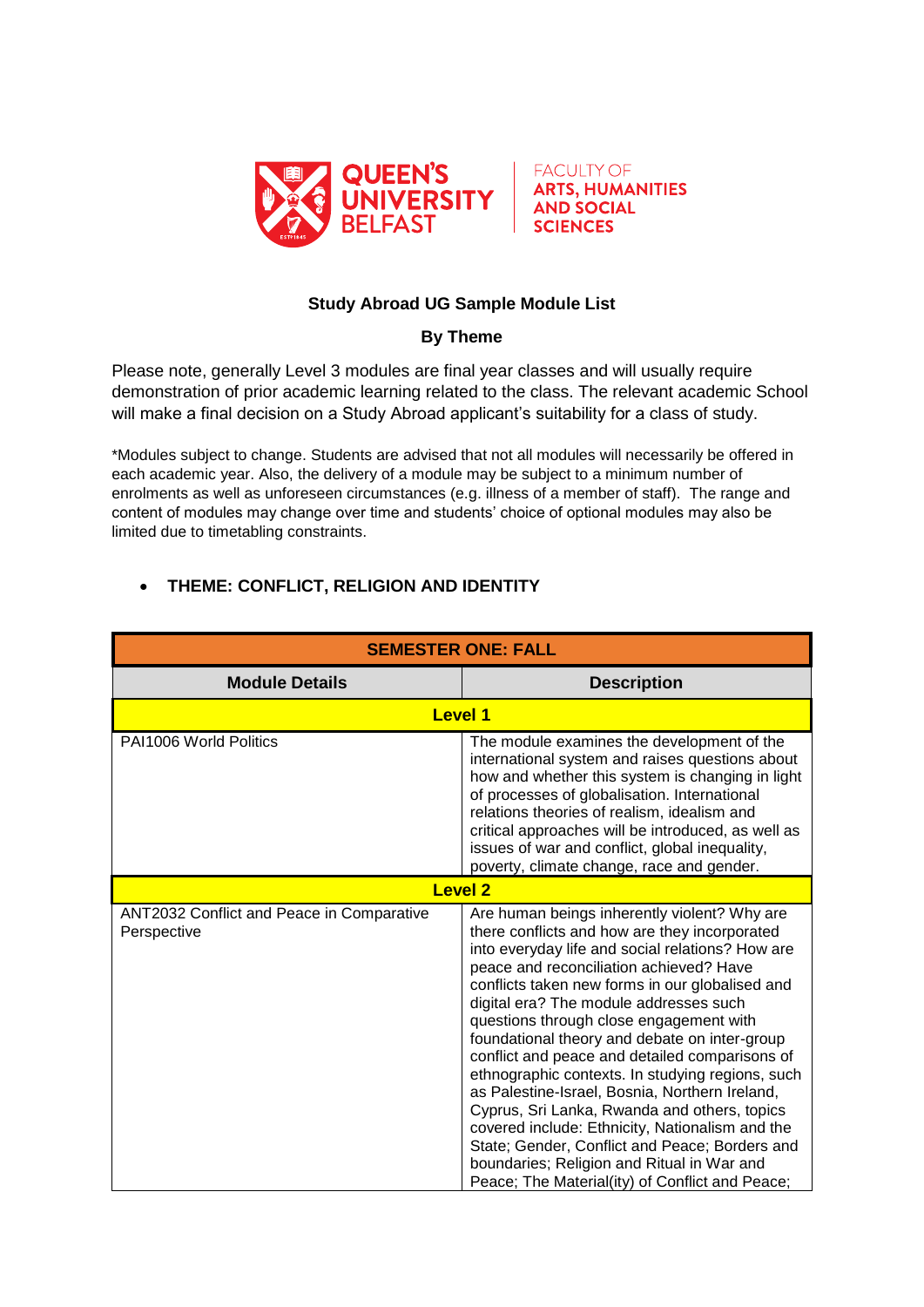QUEEN'S UNIVERSITY BELFAST

FACULTY OF ARTS, HUMANITIES AND SOCIAL SCIENCES

**Study Abroad UG Sample Module List**

**By Theme**

Please note, generally Level 3 modules are final year classes and will usually require demonstration of prior academic learning related to the class. The relevant academic School will make a final decision on a Study Abroad applicant's suitability for a class of study.

*Modules subject to change. Students are advised that not all modules will necessarily be offered in each academic year. Also, the delivery of a module may be subject to a minimum number of enrolments as well as unforeseen circumstances (e.g. illness of a member of staff). The range and content of modules may change over time and students' choice of optional modules may also be limited due to timetabling constraints.

- **THEME: CONFLICT, RELIGION AND IDENTITY**

| SEMESTER ONE: FALL | |
|---|---|
| **Module Details** | **Description** |
| **Level 1** | |
| PAI1006 World Politics | The module examines the development of the international system and raises questions about how and whether this system is changing in light of processes of globalisation. International relations theories of realism, idealism and critical approaches will be introduced, as well as issues of war and conflict, global inequality, poverty, climate change, race and gender. |
| **Level 2** | |
| ANT2032 Conflict and Peace in Comparative Perspective | Are human beings inherently violent? Why are there conflicts and how are they incorporated into everyday life and social relations? How are peace and reconciliation achieved? Have conflicts taken new forms in our globalised and digital era? The module addresses such questions through close engagement with foundational theory and debate on inter-group conflict and peace and detailed comparisons of ethnographic contexts. In studying regions, such as Palestine-Israel, Bosnia, Northern Ireland, Cyprus, Sri Lanka, Rwanda and others, topics covered include: Ethnicity, Nationalism and the State; Gender, Conflict and Peace; Borders and boundaries; Religion and Ritual in War and Peace; The Material(ity) of Conflict and Peace; |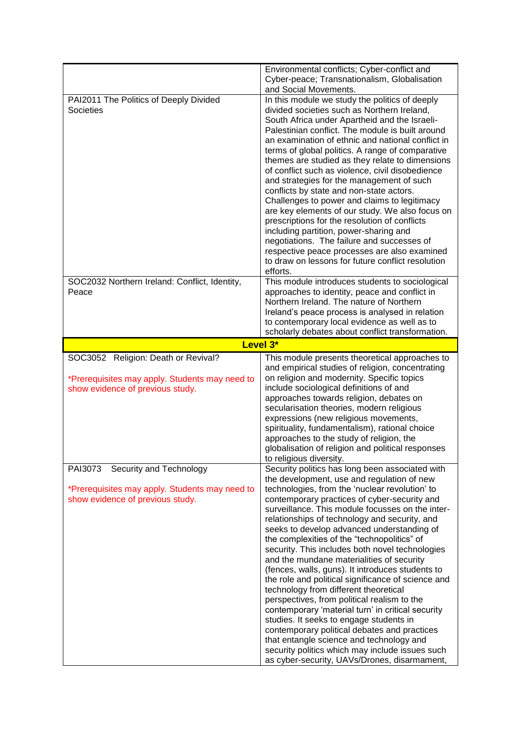| | |
|---|---|
| | Environmental conflicts; Cyber-conflict and Cyber-peace; Transnationalism, Globalisation and Social Movements. |
| PAI2011 The Politics of Deeply Divided Societies | In this module we study the politics of deeply divided societies such as Northern Ireland, South Africa under Apartheid and the Israeli-Palestinian conflict. The module is built around an examination of ethnic and national conflict in terms of global politics. A range of comparative themes are studied as they relate to dimensions of conflict such as violence, civil disobedience and strategies for the management of such conflicts by state and non-state actors. Challenges to power and claims to legitimacy are key elements of our study. We also focus on prescriptions for the resolution of conflicts including partition, power-sharing and negotiations. The failure and successes of respective peace processes are also examined to draw on lessons for future conflict resolution efforts. |
| SOC2032 Northern Ireland: Conflict, Identity, Peace | This module introduces students to sociological approaches to identity, peace and conflict in Northern Ireland. The nature of Northern Ireland's peace process is analysed in relation to contemporary local evidence as well as to scholarly debates about conflict transformation. |
| **Level 3*** | |
| SOC3052 Religion: Death or Revival?<br><br>*Prerequisites may apply. Students may need to show evidence of previous study. | This module presents theoretical approaches to and empirical studies of religion, concentrating on religion and modernity. Specific topics include sociological definitions of and approaches towards religion, debates on secularisation theories, modern religious expressions (new religious movements, spirituality, fundamentalism), rational choice approaches to the study of religion, the globalisation of religion and political responses to religious diversity. |
| PAI3073 Security and Technology<br><br>*Prerequisites may apply. Students may need to show evidence of previous study. | Security politics has long been associated with the development, use and regulation of new technologies, from the 'nuclear revolution' to contemporary practices of cyber-security and surveillance. This module focusses on the inter-relationships of technology and security, and seeks to develop advanced understanding of the complexities of the "technopolitics" of security. This includes both novel technologies and the mundane materialities of security (fences, walls, guns). It introduces students to the role and political significance of science and technology from different theoretical perspectives, from political realism to the contemporary 'material turn' in critical security studies. It seeks to engage students in contemporary political debates and practices that entangle science and technology and security politics which may include issues such as cyber-security, UAVs/Drones, disarmament, |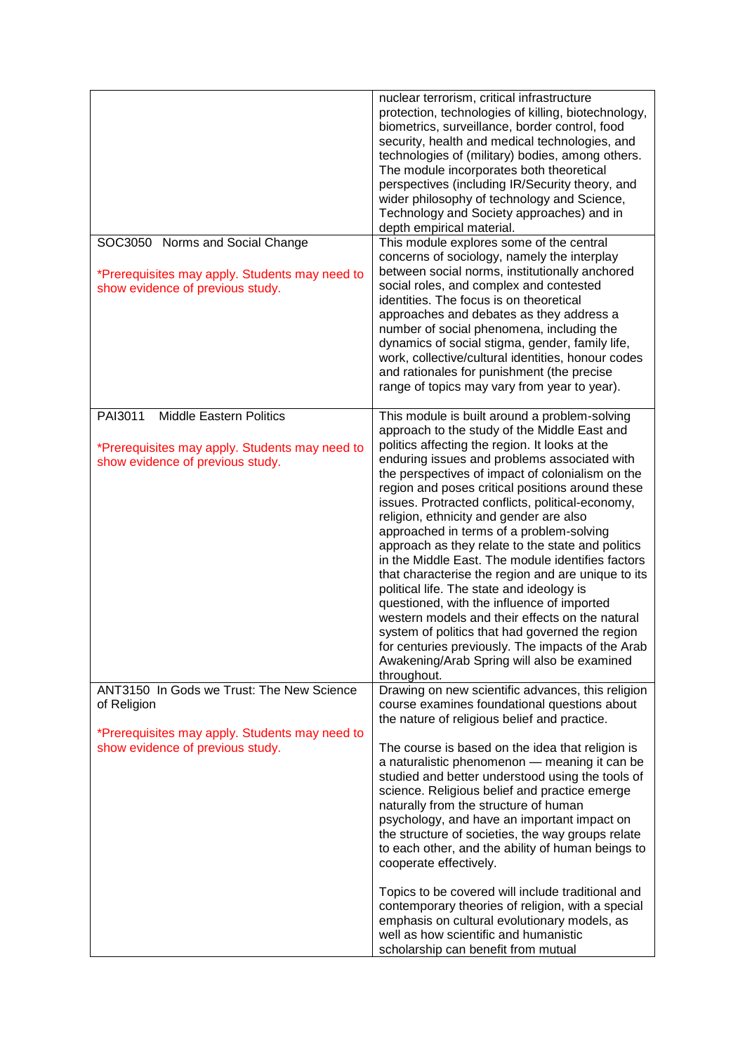| | |
|---|---|
| | nuclear terrorism, critical infrastructure protection, technologies of killing, biotechnology, biometrics, surveillance, border control, food security, health and medical technologies, and technologies of (military) bodies, among others. The module incorporates both theoretical perspectives (including IR/Security theory, and wider philosophy of technology and Science, Technology and Society approaches) and in depth empirical material. |
| SOC3050 Norms and Social Change<br><br>*Prerequisites may apply. Students may need to show evidence of previous study. | This module explores some of the central concerns of sociology, namely the interplay between social norms, institutionally anchored social roles, and complex and contested identities. The focus is on theoretical approaches and debates as they address a number of social phenomena, including the dynamics of social stigma, gender, family life, work, collective/cultural identities, honour codes and rationales for punishment (the precise range of topics may vary from year to year). |
| PAI3011 Middle Eastern Politics<br><br>*Prerequisites may apply. Students may need to show evidence of previous study. | This module is built around a problem-solving approach to the study of the Middle East and politics affecting the region. It looks at the enduring issues and problems associated with the perspectives of impact of colonialism on the region and poses critical positions around these issues. Protracted conflicts, political-economy, religion, ethnicity and gender are also approached in terms of a problem-solving approach as they relate to the state and politics in the Middle East. The module identifies factors that characterise the region and are unique to its political life. The state and ideology is questioned, with the influence of imported western models and their effects on the natural system of politics that had governed the region for centuries previously. The impacts of the Arab Awakening/Arab Spring will also be examined throughout. |
| ANT3150 In Gods we Trust: The New Science of Religion<br><br>*Prerequisites may apply. Students may need to show evidence of previous study. | Drawing on new scientific advances, this religion course examines foundational questions about the nature of religious belief and practice.<br><br>The course is based on the idea that religion is a naturalistic phenomenon — meaning it can be studied and better understood using the tools of science. Religious belief and practice emerge naturally from the structure of human psychology, and have an important impact on the structure of societies, the way groups relate to each other, and the ability of human beings to cooperate effectively.<br><br>Topics to be covered will include traditional and contemporary theories of religion, with a special emphasis on cultural evolutionary models, as well as how scientific and humanistic scholarship can benefit from mutual |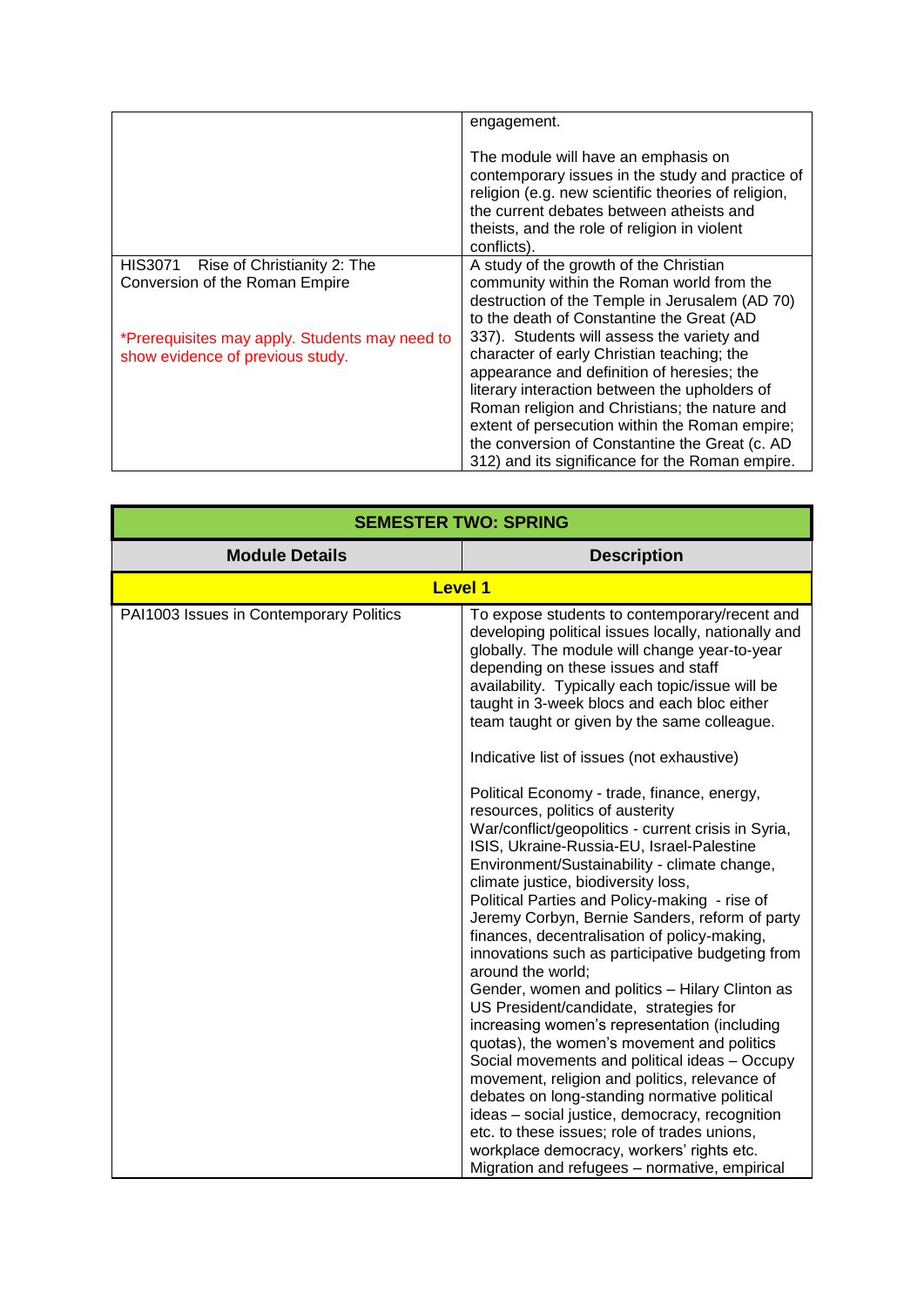| | |
|---|---|
| | engagement.<br><br>The module will have an emphasis on contemporary issues in the study and practice of religion (e.g. new scientific theories of religion, the current debates between atheists and theists, and the role of religion in violent conflicts). |
| HIS3071 Rise of Christianity 2: The Conversion of the Roman Empire<br><br>*Prerequisites may apply. Students may need to show evidence of previous study. | A study of the growth of the Christian community within the Roman world from the destruction of the Temple in Jerusalem (AD 70) to the death of Constantine the Great (AD 337). Students will assess the variety and character of early Christian teaching; the appearance and definition of heresies; the literary interaction between the upholders of Roman religion and Christians; the nature and extent of persecution within the Roman empire; the conversion of Constantine the Great (c. AD 312) and its significance for the Roman empire. |

| **SEMESTER TWO: SPRING** | |
|---|---|
| **Module Details** | **Description** |
| **Level 1** | |
| PAI1003 Issues in Contemporary Politics | To expose students to contemporary/recent and developing political issues locally, nationally and globally. The module will change year-to-year depending on these issues and staff availability. Typically each topic/issue will be taught in 3-week blocs and each bloc either team taught or given by the same colleague.<br><br>Indicative list of issues (not exhaustive)<br><br>Political Economy - trade, finance, energy, resources, politics of austerity<br>War/conflict/geopolitics - current crisis in Syria, ISIS, Ukraine-Russia-EU, Israel-Palestine<br>Environment/Sustainability - climate change, climate justice, biodiversity loss,<br>Political Parties and Policy-making - rise of Jeremy Corbyn, Bernie Sanders, reform of party finances, decentralisation of policy-making, innovations such as participative budgeting from around the world;<br>Gender, women and politics – Hilary Clinton as US President/candidate, strategies for increasing women's representation (including quotas), the women's movement and politics<br>Social movements and political ideas – Occupy movement, religion and politics, relevance of debates on long-standing normative political ideas – social justice, democracy, recognition etc. to these issues; role of trades unions, workplace democracy, workers' rights etc.<br>Migration and refugees – normative, empirical |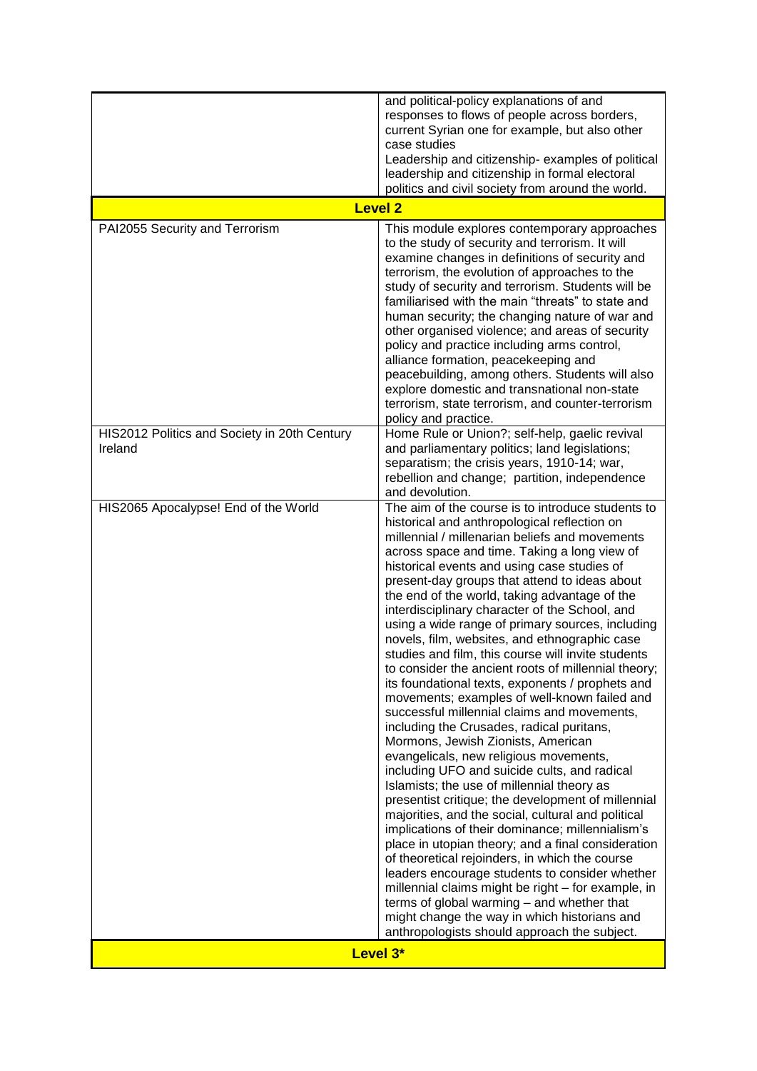| | |
|---|---|
| | and political-policy explanations of and responses to flows of people across borders, current Syrian one for example, but also other case studies<br>Leadership and citizenship- examples of political leadership and citizenship in formal electoral politics and civil society from around the world. |
| **Level 2** | |
| PAI2055 Security and Terrorism | This module explores contemporary approaches to the study of security and terrorism. It will examine changes in definitions of security and terrorism, the evolution of approaches to the study of security and terrorism. Students will be familiarised with the main "threats" to state and human security; the changing nature of war and other organised violence; and areas of security policy and practice including arms control, alliance formation, peacekeeping and peacebuilding, among others. Students will also explore domestic and transnational non-state terrorism, state terrorism, and counter-terrorism policy and practice. |
| HIS2012 Politics and Society in 20th Century Ireland | Home Rule or Union?; self-help, gaelic revival and parliamentary politics; land legislations; separatism; the crisis years, 1910-14; war, rebellion and change; partition, independence and devolution. |
| HIS2065 Apocalypse! End of the World | The aim of the course is to introduce students to historical and anthropological reflection on millennial / millenarian beliefs and movements across space and time. Taking a long view of historical events and using case studies of present-day groups that attend to ideas about the end of the world, taking advantage of the interdisciplinary character of the School, and using a wide range of primary sources, including novels, film, websites, and ethnographic case studies and film, this course will invite students to consider the ancient roots of millennial theory; its foundational texts, exponents / prophets and movements; examples of well-known failed and successful millennial claims and movements, including the Crusades, radical puritans, Mormons, Jewish Zionists, American evangelicals, new religious movements, including UFO and suicide cults, and radical Islamists; the use of millennial theory as presentist critique; the development of millennial majorities, and the social, cultural and political implications of their dominance; millennialism's place in utopian theory; and a final consideration of theoretical rejoinders, in which the course leaders encourage students to consider whether millennial claims might be right – for example, in terms of global warming – and whether that might change the way in which historians and anthropologists should approach the subject. |
| **Level 3*** | |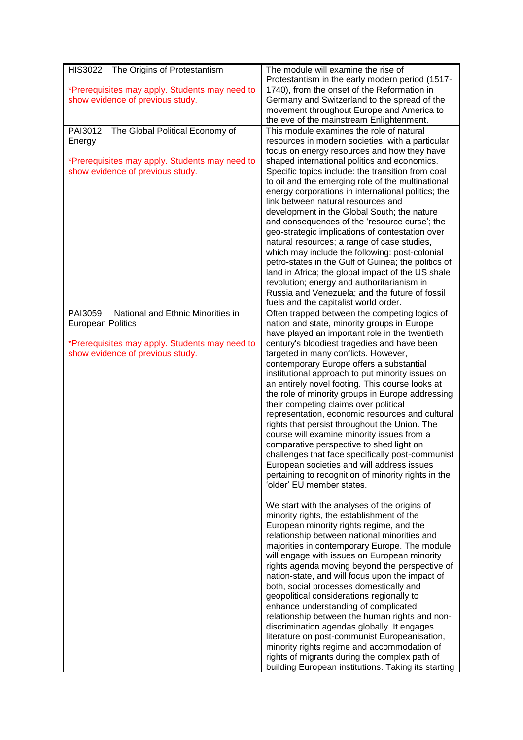| | |
|---|---|
| HIS3022 The Origins of Protestantism<br><br>*Prerequisites may apply. Students may need to show evidence of previous study. | The module will examine the rise of Protestantism in the early modern period (1517-1740), from the onset of the Reformation in Germany and Switzerland to the spread of the movement throughout Europe and America to the eve of the mainstream Enlightenment. |
| PAI3012 The Global Political Economy of Energy<br><br>*Prerequisites may apply. Students may need to show evidence of previous study. | This module examines the role of natural resources in modern societies, with a particular focus on energy resources and how they have shaped international politics and economics. Specific topics include: the transition from coal to oil and the emerging role of the multinational energy corporations in international politics; the link between natural resources and development in the Global South; the nature and consequences of the 'resource curse'; the geo-strategic implications of contestation over natural resources; a range of case studies, which may include the following: post-colonial petro-states in the Gulf of Guinea; the politics of land in Africa; the global impact of the US shale revolution; energy and authoritarianism in Russia and Venezuela; and the future of fossil fuels and the capitalist world order. |
| PAI3059 National and Ethnic Minorities in European Politics<br><br>*Prerequisites may apply. Students may need to show evidence of previous study. | Often trapped between the competing logics of nation and state, minority groups in Europe have played an important role in the twentieth century's bloodiest tragedies and have been targeted in many conflicts. However, contemporary Europe offers a substantial institutional approach to put minority issues on an entirely novel footing. This course looks at the role of minority groups in Europe addressing their competing claims over political representation, economic resources and cultural rights that persist throughout the Union. The course will examine minority issues from a comparative perspective to shed light on challenges that face specifically post-communist European societies and will address issues pertaining to recognition of minority rights in the 'older' EU member states.<br><br>We start with the analyses of the origins of minority rights, the establishment of the European minority rights regime, and the relationship between national minorities and majorities in contemporary Europe. The module will engage with issues on European minority rights agenda moving beyond the perspective of nation-state, and will focus upon the impact of both, social processes domestically and geopolitical considerations regionally to enhance understanding of complicated relationship between the human rights and non-discrimination agendas globally. It engages literature on post-communist Europeanisation, minority rights regime and accommodation of rights of migrants during the complex path of building European institutions. Taking its starting |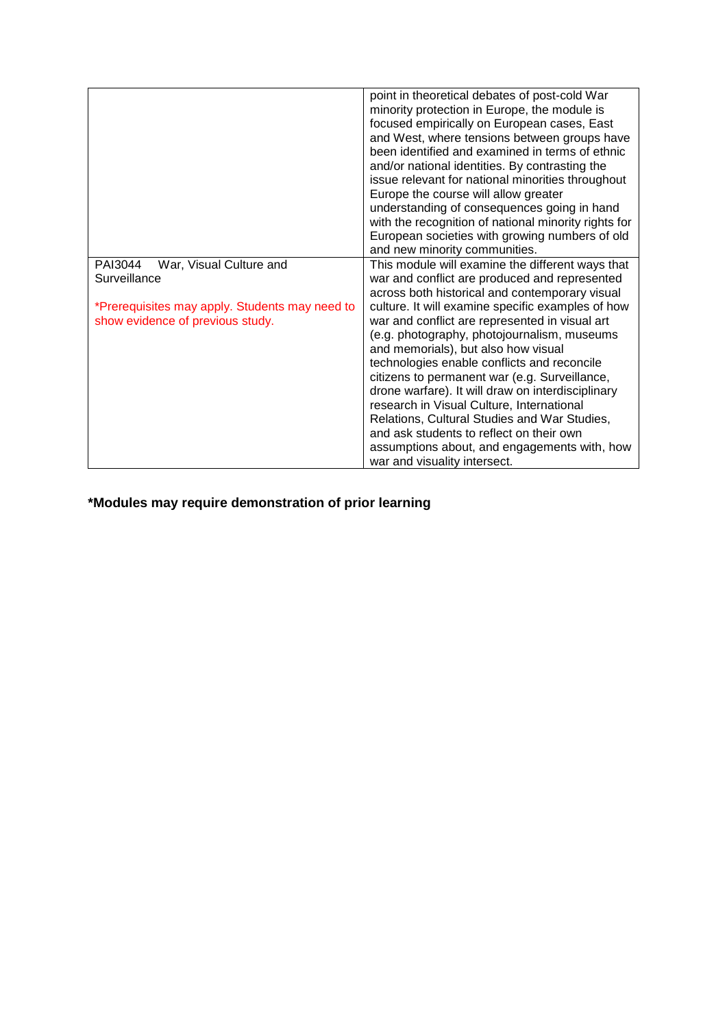| | |
|---|---|
| | point in theoretical debates of post-cold War minority protection in Europe, the module is focused empirically on European cases, East and West, where tensions between groups have been identified and examined in terms of ethnic and/or national identities. By contrasting the issue relevant for national minorities throughout Europe the course will allow greater understanding of consequences going in hand with the recognition of national minority rights for European societies with growing numbers of old and new minority communities. |
| PAI3044 War, Visual Culture and Surveillance<br><br>*Prerequisites may apply. Students may need to show evidence of previous study. | This module will examine the different ways that war and conflict are produced and represented across both historical and contemporary visual culture. It will examine specific examples of how war and conflict are represented in visual art (e.g. photography, photojournalism, museums and memorials), but also how visual technologies enable conflicts and reconcile citizens to permanent war (e.g. Surveillance, drone warfare). It will draw on interdisciplinary research in Visual Culture, International Relations, Cultural Studies and War Studies, and ask students to reflect on their own assumptions about, and engagements with, how war and visuality intersect. |

**\*Modules may require demonstration of prior learning**